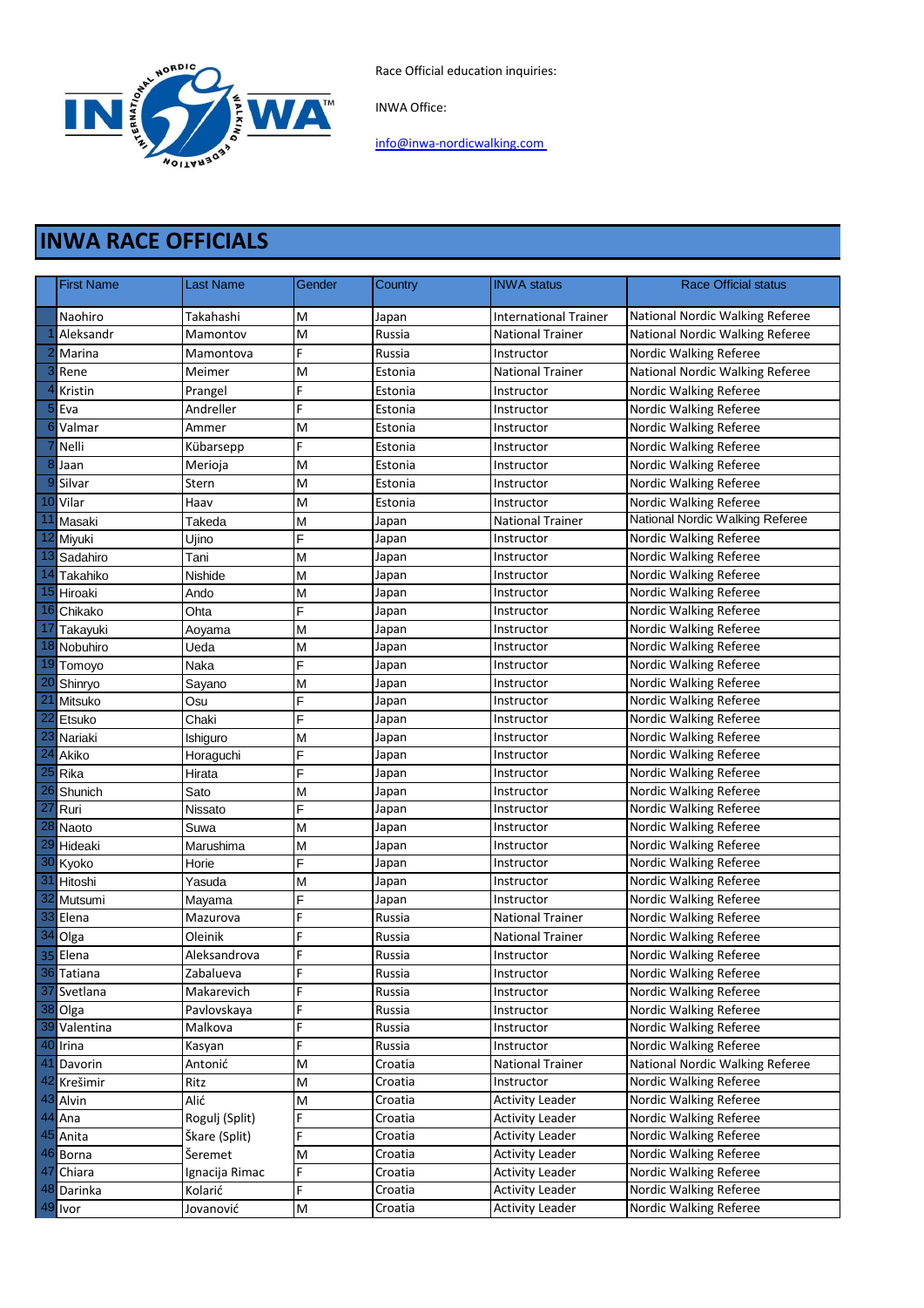Race Official education inquiries:

INWA Office:

info@inwa-nordicwalking.com

# INWA RACE OFFICIALS

| | First Name | Last Name | Gender | Country | INWA status | Race Official status |
|---|---|---|---|---|---|---|
| | Naohiro | Takahashi | M | Japan | International Trainer | National Nordic Walking Referee |
| 1 | Aleksandr | Mamontov | M | Russia | National Trainer | National Nordic Walking Referee |
| 2 | Marina | Mamontova | F | Russia | Instructor | Nordic Walking Referee |
| 3 | Rene | Meimer | M | Estonia | National Trainer | National Nordic Walking Referee |
| 4 | Kristin | Prangel | F | Estonia | Instructor | Nordic Walking Referee |
| 5 | Eva | Andreller | F | Estonia | Instructor | Nordic Walking Referee |
| 6 | Valmar | Ammer | M | Estonia | Instructor | Nordic Walking Referee |
| 7 | Nelli | Kübarsepp | F | Estonia | Instructor | Nordic Walking Referee |
| 8 | Jaan | Merioja | M | Estonia | Instructor | Nordic Walking Referee |
| 9 | Silvar | Stern | M | Estonia | Instructor | Nordic Walking Referee |
| 10 | Vilar | Haav | M | Estonia | Instructor | Nordic Walking Referee |
| 11 | Masaki | Takeda | M | Japan | National Trainer | National Nordic Walking Referee |
| 12 | Miyuki | Ujino | F | Japan | Instructor | Nordic Walking Referee |
| 13 | Sadahiro | Tani | M | Japan | Instructor | Nordic Walking Referee |
| 14 | Takahiko | Nishide | M | Japan | Instructor | Nordic Walking Referee |
| 15 | Hiroaki | Ando | M | Japan | Instructor | Nordic Walking Referee |
| 16 | Chikako | Ohta | F | Japan | Instructor | Nordic Walking Referee |
| 17 | Takayuki | Aoyama | M | Japan | Instructor | Nordic Walking Referee |
| 18 | Nobuhiro | Ueda | M | Japan | Instructor | Nordic Walking Referee |
| 19 | Tomoyo | Naka | F | Japan | Instructor | Nordic Walking Referee |
| 20 | Shinryo | Sayano | M | Japan | Instructor | Nordic Walking Referee |
| 21 | Mitsuko | Osu | F | Japan | Instructor | Nordic Walking Referee |
| 22 | Etsuko | Chaki | F | Japan | Instructor | Nordic Walking Referee |
| 23 | Nariaki | Ishiguro | M | Japan | Instructor | Nordic Walking Referee |
| 24 | Akiko | Horaguchi | F | Japan | Instructor | Nordic Walking Referee |
| 25 | Rika | Hirata | F | Japan | Instructor | Nordic Walking Referee |
| 26 | Shunich | Sato | M | Japan | Instructor | Nordic Walking Referee |
| 27 | Ruri | Nissato | F | Japan | Instructor | Nordic Walking Referee |
| 28 | Naoto | Suwa | M | Japan | Instructor | Nordic Walking Referee |
| 29 | Hideaki | Marushima | M | Japan | Instructor | Nordic Walking Referee |
| 30 | Kyoko | Horie | F | Japan | Instructor | Nordic Walking Referee |
| 31 | Hitoshi | Yasuda | M | Japan | Instructor | Nordic Walking Referee |
| 32 | Mutsumi | Mayama | F | Japan | Instructor | Nordic Walking Referee |
| 33 | Elena | Mazurova | F | Russia | National Trainer | Nordic Walking Referee |
| 34 | Olga | Oleinik | F | Russia | National Trainer | Nordic Walking Referee |
| 35 | Elena | Aleksandrova | F | Russia | Instructor | Nordic Walking Referee |
| 36 | Tatiana | Zabalueva | F | Russia | Instructor | Nordic Walking Referee |
| 37 | Svetlana | Makarevich | F | Russia | Instructor | Nordic Walking Referee |
| 38 | Olga | Pavlovskaya | F | Russia | Instructor | Nordic Walking Referee |
| 39 | Valentina | Malkova | F | Russia | Instructor | Nordic Walking Referee |
| 40 | Irina | Kasyan | F | Russia | Instructor | Nordic Walking Referee |
| 41 | Davorin | Antonić | M | Croatia | National Trainer | National Nordic Walking Referee |
| 42 | Krešimir | Ritz | M | Croatia | Instructor | Nordic Walking Referee |
| 43 | Alvin | Alić | M | Croatia | Activity Leader | Nordic Walking Referee |
| 44 | Ana | Rogulj (Split) | F | Croatia | Activity Leader | Nordic Walking Referee |
| 45 | Anita | Škare (Split) | F | Croatia | Activity Leader | Nordic Walking Referee |
| 46 | Borna | Šeremet | M | Croatia | Activity Leader | Nordic Walking Referee |
| 47 | Chiara | Ignacija Rimac | F | Croatia | Activity Leader | Nordic Walking Referee |
| 48 | Darinka | Kolarić | F | Croatia | Activity Leader | Nordic Walking Referee |
| 49 | Ivor | Jovanović | M | Croatia | Activity Leader | Nordic Walking Referee |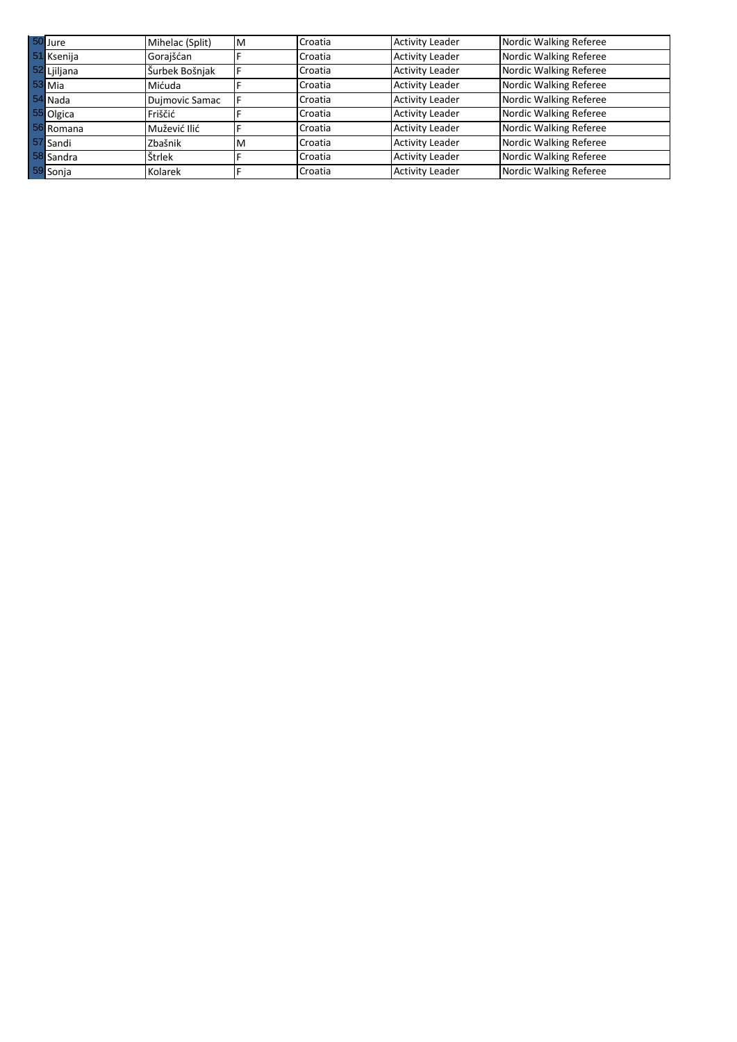| | | | | | | |
|---|---|---|---|---|---|---|
| 50 | Jure | Mihelac (Split) | M | Croatia | Activity Leader | Nordic Walking Referee |
| 51 | Ksenija | Gorajšćan | F | Croatia | Activity Leader | Nordic Walking Referee |
| 52 | Ljiljana | Šurbek Bošnjak | F | Croatia | Activity Leader | Nordic Walking Referee |
| 53 | Mia | Mićuda | F | Croatia | Activity Leader | Nordic Walking Referee |
| 54 | Nada | Dujmovic Samac | F | Croatia | Activity Leader | Nordic Walking Referee |
| 55 | Olgica | Friščić | F | Croatia | Activity Leader | Nordic Walking Referee |
| 56 | Romana | Mužević Ilić | F | Croatia | Activity Leader | Nordic Walking Referee |
| 57 | Sandi | Zbašnik | M | Croatia | Activity Leader | Nordic Walking Referee |
| 58 | Sandra | Štrlek | F | Croatia | Activity Leader | Nordic Walking Referee |
| 59 | Sonja | Kolarek | F | Croatia | Activity Leader | Nordic Walking Referee |